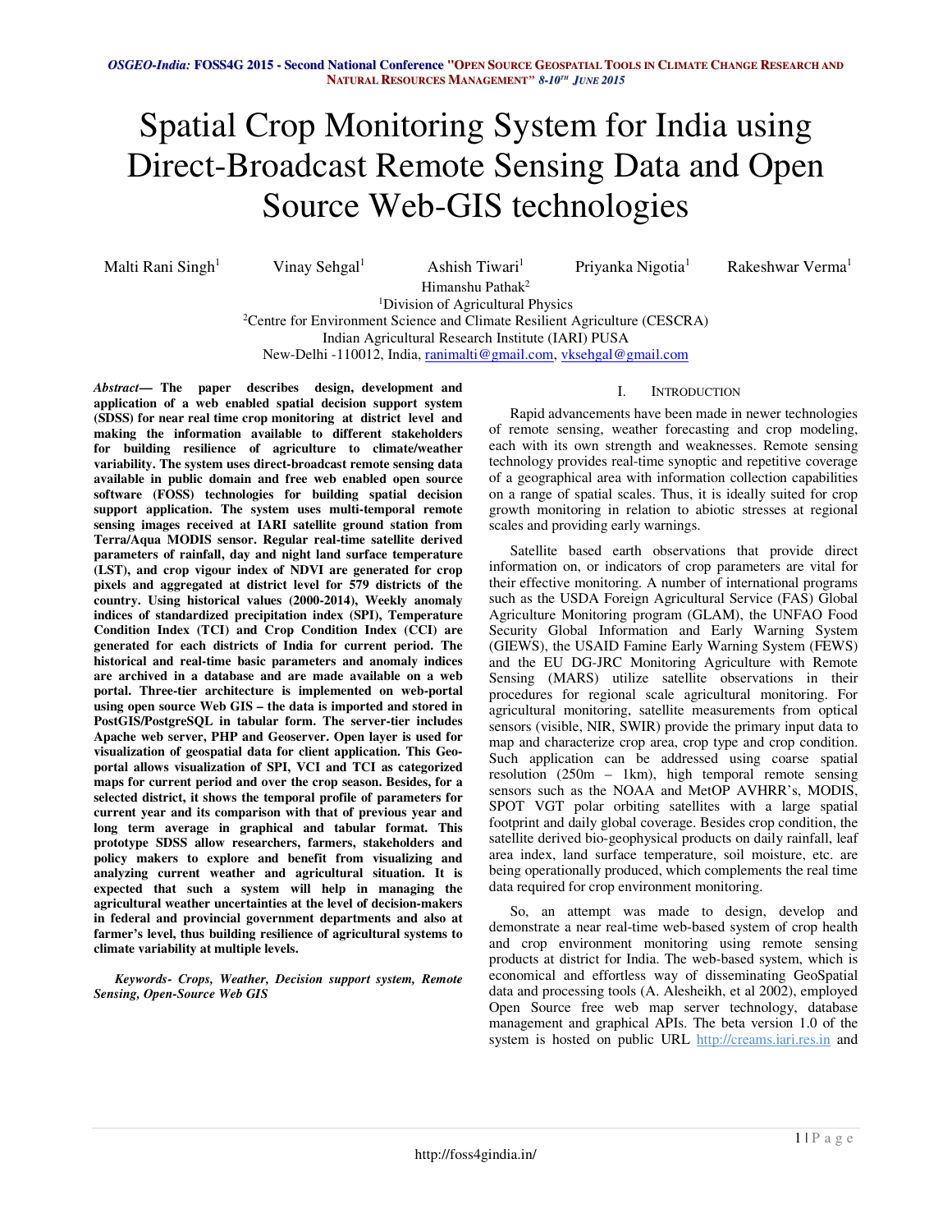# Spatial Crop Monitoring System for India using Direct-Broadcast Remote Sensing Data and Open Source Web-GIS technologies

Malti Rani Singh[1] Vinay Sehgal[1] Ashish Tiwari[1] Priyanka Nigotia[1] Rakeshwar Verma[1]
Himanshu Pathak[2]

[1]Division of Agricultural Physics
[2]Centre for Environment Science and Climate Resilient Agriculture (CESCRA)
Indian Agricultural Research Institute (IARI) PUSA
New-Delhi -110012, India, ranimalti@gmail.com, vksehgal@gmail.com

***Abstract*— The paper describes design, development and application of a web enabled spatial decision support system (SDSS) for near real time crop monitoring at district level and making the information available to different stakeholders for building resilience of agriculture to climate/weather variability. The system uses direct-broadcast remote sensing data available in public domain and free web enabled open source software (FOSS) technologies for building spatial decision support application. The system uses multi-temporal remote sensing images received at IARI satellite ground station from Terra/Aqua MODIS sensor. Regular real-time satellite derived parameters of rainfall, day and night land surface temperature (LST), and crop vigour index of NDVI are generated for crop pixels and aggregated at district level for 579 districts of the country. Using historical values (2000-2014), Weekly anomaly indices of standardized precipitation index (SPI), Temperature Condition Index (TCI) and Crop Condition Index (CCI) are generated for each districts of India for current period. The historical and real-time basic parameters and anomaly indices are archived in a database and are made available on a web portal. Three-tier architecture is implemented on web-portal using open source Web GIS – the data is imported and stored in PostGIS/PostgreSQL in tabular form. The server-tier includes Apache web server, PHP and Geoserver. Open layer is used for visualization of geospatial data for client application. This Geo-portal allows visualization of SPI, VCI and TCI as categorized maps for current period and over the crop season. Besides, for a selected district, it shows the temporal profile of parameters for current year and its comparison with that of previous year and long term average in graphical and tabular format. This prototype SDSS allow researchers, farmers, stakeholders and policy makers to explore and benefit from visualizing and analyzing current weather and agricultural situation. It is expected that such a system will help in managing the agricultural weather uncertainties at the level of decision-makers in federal and provincial government departments and also at farmer's level, thus building resilience of agricultural systems to climate variability at multiple levels.**

***Keywords- Crops, Weather, Decision support system, Remote Sensing, Open-Source Web GIS***

## I. Introduction

Rapid advancements have been made in newer technologies of remote sensing, weather forecasting and crop modeling, each with its own strength and weaknesses. Remote sensing technology provides real-time synoptic and repetitive coverage of a geographical area with information collection capabilities on a range of spatial scales. Thus, it is ideally suited for crop growth monitoring in relation to abiotic stresses at regional scales and providing early warnings.

Satellite based earth observations that provide direct information on, or indicators of crop parameters are vital for their effective monitoring. A number of international programs such as the USDA Foreign Agricultural Service (FAS) Global Agriculture Monitoring program (GLAM), the UNFAO Food Security Global Information and Early Warning System (GIEWS), the USAID Famine Early Warning System (FEWS) and the EU DG-JRC Monitoring Agriculture with Remote Sensing (MARS) utilize satellite observations in their procedures for regional scale agricultural monitoring. For agricultural monitoring, satellite measurements from optical sensors (visible, NIR, SWIR) provide the primary input data to map and characterize crop area, crop type and crop condition. Such application can be addressed using coarse spatial resolution (250m – 1km), high temporal remote sensing sensors such as the NOAA and MetOP AVHRR's, MODIS, SPOT VGT polar orbiting satellites with a large spatial footprint and daily global coverage. Besides crop condition, the satellite derived bio-geophysical products on daily rainfall, leaf area index, land surface temperature, soil moisture, etc. are being operationally produced, which complements the real time data required for crop environment monitoring.

So, an attempt was made to design, develop and demonstrate a near real-time web-based system of crop health and crop environment monitoring using remote sensing products at district for India. The web-based system, which is economical and effortless way of disseminating GeoSpatial data and processing tools (A. Alesheikh, et al 2002), employed Open Source free web map server technology, database management and graphical APIs. The beta version 1.0 of the system is hosted on public URL http://creams.iari.res.in and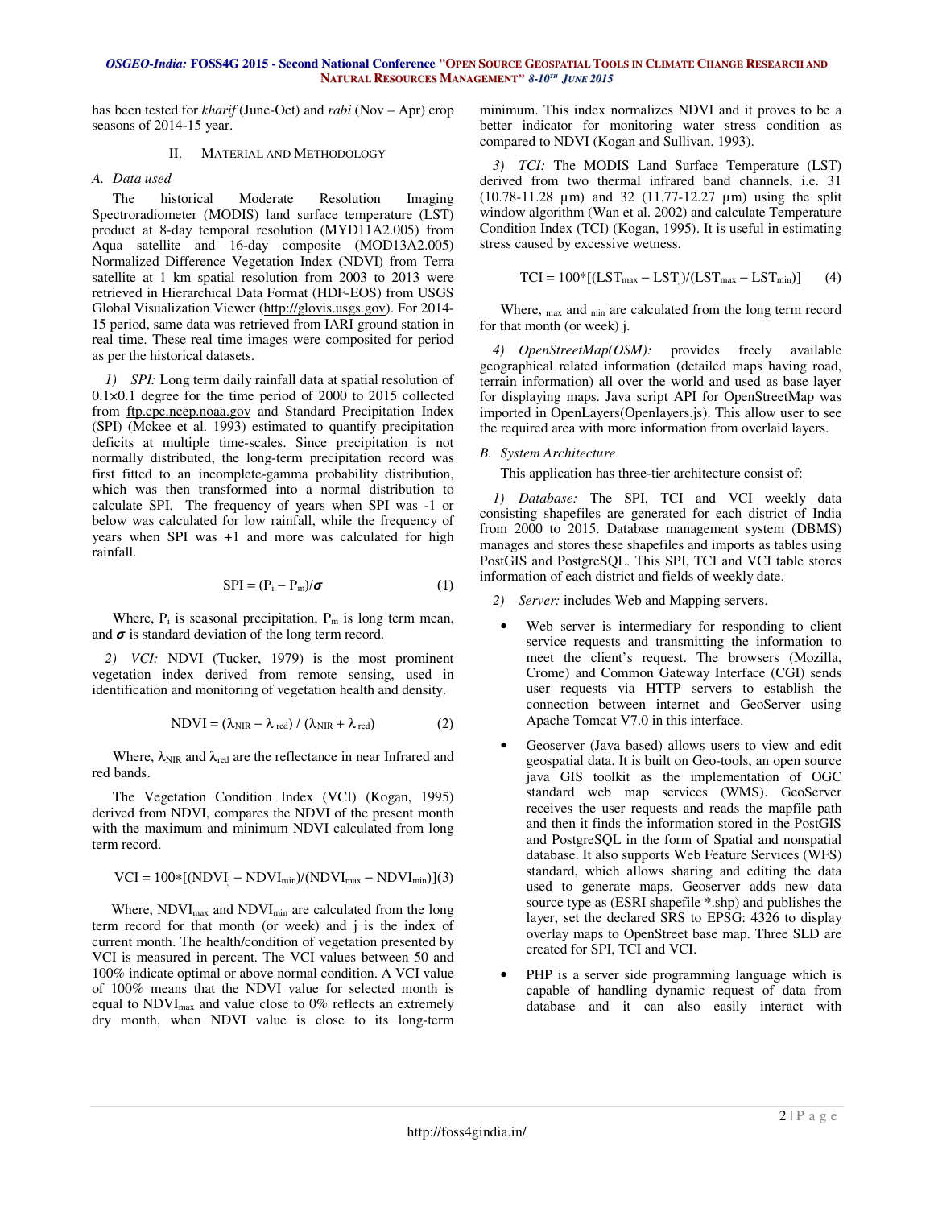has been tested for *kharif* (June-Oct) and *rabi* (Nov – Apr) crop seasons of 2014-15 year.

## II. Material and Methodology

### A. Data used

The historical Moderate Resolution Imaging Spectroradiometer (MODIS) land surface temperature (LST) product at 8-day temporal resolution (MYD11A2.005) from Aqua satellite and 16-day composite (MOD13A2.005) Normalized Difference Vegetation Index (NDVI) from Terra satellite at 1 km spatial resolution from 2003 to 2013 were retrieved in Hierarchical Data Format (HDF-EOS) from USGS Global Visualization Viewer (http://glovis.usgs.gov). For 2014-15 period, same data was retrieved from IARI ground station in real time. These real time images were composited for period as per the historical datasets.

*1) SPI:* Long term daily rainfall data at spatial resolution of 0.1×0.1 degree for the time period of 2000 to 2015 collected from ftp.cpc.ncep.noaa.gov and Standard Precipitation Index (SPI) (Mckee et al. 1993) estimated to quantify precipitation deficits at multiple time-scales. Since precipitation is not normally distributed, the long-term precipitation record was first fitted to an incomplete-gamma probability distribution, which was then transformed into a normal distribution to calculate SPI. The frequency of years when SPI was -1 or below was calculated for low rainfall, while the frequency of years when SPI was +1 and more was calculated for high rainfall.

$$SPI = (P_i - P_m)/\sigma \quad (1)$$

Where, $P_i$ is seasonal precipitation, $P_m$ is long term mean, and $\sigma$ is standard deviation of the long term record.

*2) VCI:* NDVI (Tucker, 1979) is the most prominent vegetation index derived from remote sensing, used in identification and monitoring of vegetation health and density.

$$NDVI = (\lambda_{NIR} - \lambda_{red}) / (\lambda_{NIR} + \lambda_{red}) \quad (2)$$

Where, $\lambda_{NIR}$ and $\lambda_{red}$ are the reflectance in near Infrared and red bands.

The Vegetation Condition Index (VCI) (Kogan, 1995) derived from NDVI, compares the NDVI of the present month with the maximum and minimum NDVI calculated from long term record.

$$VCI = 100*[(NDVI_j - NDVI_{min})/(NDVI_{max} - NDVI_{min})] \quad (3)$$

Where, $NDVI_{max}$ and $NDVI_{min}$ are calculated from the long term record for that month (or week) and j is the index of current month. The health/condition of vegetation presented by VCI is measured in percent. The VCI values between 50 and 100% indicate optimal or above normal condition. A VCI value of 100% means that the NDVI value for selected month is equal to $NDVI_{max}$ and value close to 0% reflects an extremely dry month, when NDVI value is close to its long-term minimum. This index normalizes NDVI and it proves to be a better indicator for monitoring water stress condition as compared to NDVI (Kogan and Sullivan, 1993).

*3) TCI:* The MODIS Land Surface Temperature (LST) derived from two thermal infrared band channels, i.e. 31 (10.78-11.28 µm) and 32 (11.77-12.27 µm) using the split window algorithm (Wan et al. 2002) and calculate Temperature Condition Index (TCI) (Kogan, 1995). It is useful in estimating stress caused by excessive wetness.

$$TCI = 100*[(LST_{max} - LST_j)/(LST_{max} - LST_{min})] \quad (4)$$

Where, $_{max}$ and $_{min}$ are calculated from the long term record for that month (or week) j.

*4) OpenStreetMap(OSM):* provides freely available geographical related information (detailed maps having road, terrain information) all over the world and used as base layer for displaying maps. Java script API for OpenStreetMap was imported in OpenLayers(Openlayers.js). This allow user to see the required area with more information from overlaid layers.

### B. System Architecture

This application has three-tier architecture consist of:

*1) Database:* The SPI, TCI and VCI weekly data consisting shapefiles are generated for each district of India from 2000 to 2015. Database management system (DBMS) manages and stores these shapefiles and imports as tables using PostGIS and PostgreSQL. This SPI, TCI and VCI table stores information of each district and fields of weekly date.

*2) Server:* includes Web and Mapping servers.

- Web server is intermediary for responding to client service requests and transmitting the information to meet the client's request. The browsers (Mozilla, Crome) and Common Gateway Interface (CGI) sends user requests via HTTP servers to establish the connection between internet and GeoServer using Apache Tomcat V7.0 in this interface.
- Geoserver (Java based) allows users to view and edit geospatial data. It is built on Geo-tools, an open source java GIS toolkit as the implementation of OGC standard web map services (WMS). GeoServer receives the user requests and reads the mapfile path and then it finds the information stored in the PostGIS and PostgreSQL in the form of Spatial and nonspatial database. It also supports Web Feature Services (WFS) standard, which allows sharing and editing the data used to generate maps. Geoserver adds new data source type as (ESRI shapefile *.shp) and publishes the layer, set the declared SRS to EPSG: 4326 to display overlay maps to OpenStreet base map. Three SLD are created for SPI, TCI and VCI.
- PHP is a server side programming language which is capable of handling dynamic request of data from database and it can also easily interact with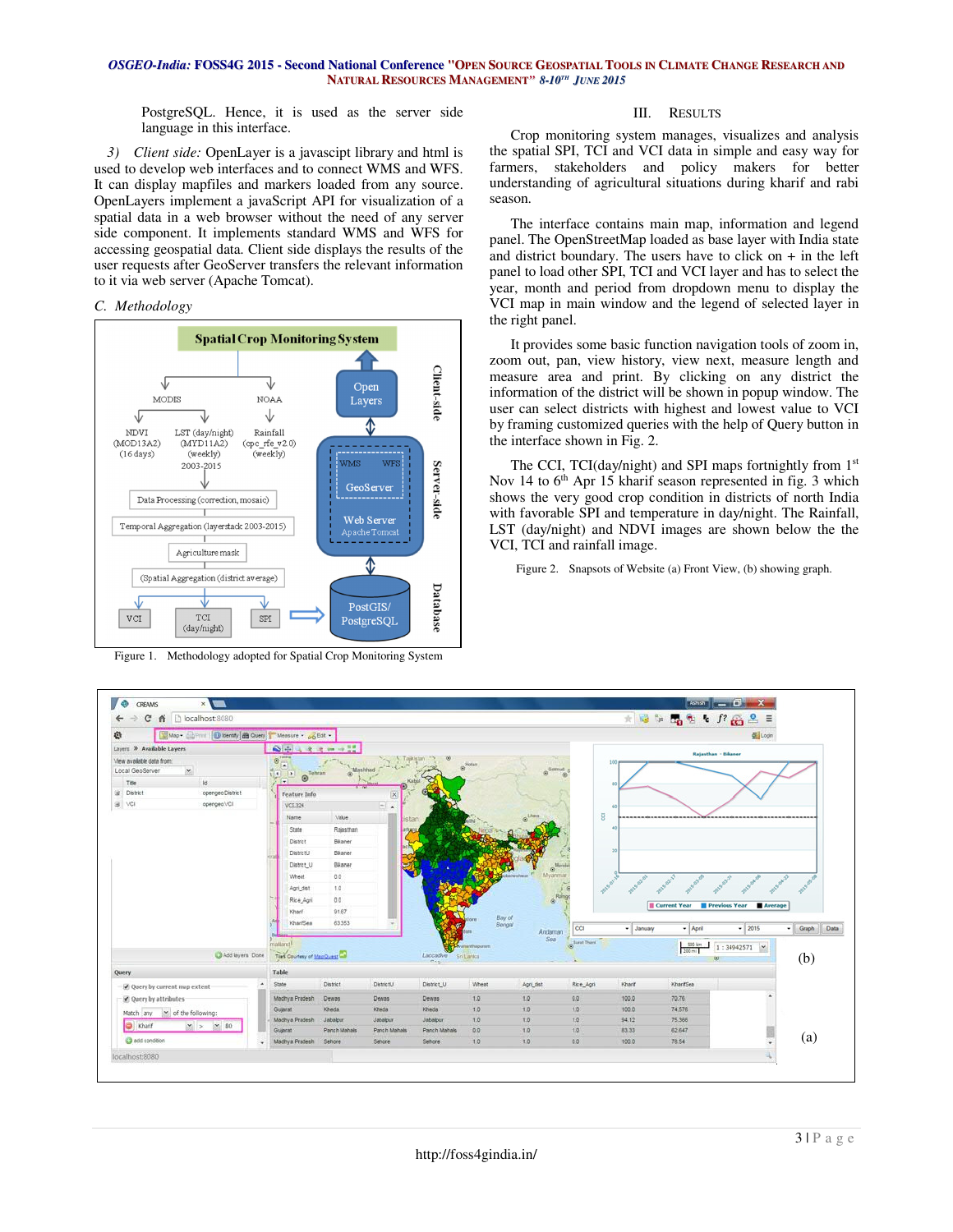PostgreSQL. Hence, it is used as the server side language in this interface.

*3) Client side:* OpenLayer is a javascipt library and html is used to develop web interfaces and to connect WMS and WFS. It can display mapfiles and markers loaded from any source. OpenLayers implement a javaScript API for visualization of a spatial data in a web browser without the need of any server side component. It implements standard WMS and WFS for accessing geospatial data. Client side displays the results of the user requests after GeoServer transfers the relevant information to it via web server (Apache Tomcat).

*C. Methodology*

Figure 1. Methodology adopted for Spatial Crop Monitoring System

## III. RESULTS

Crop monitoring system manages, visualizes and analysis the spatial SPI, TCI and VCI data in simple and easy way for farmers, stakeholders and policy makers for better understanding of agricultural situations during kharif and rabi season.

The interface contains main map, information and legend panel. The OpenStreetMap loaded as base layer with India state and district boundary. The users have to click on + in the left panel to load other SPI, TCI and VCI layer and has to select the year, month and period from dropdown menu to display the VCI map in main window and the legend of selected layer in the right panel.

It provides some basic function navigation tools of zoom in, zoom out, pan, view history, view next, measure length and measure area and print. By clicking on any district the information of the district will be shown in popup window. The user can select districts with highest and lowest value to VCI by framing customized queries with the help of Query button in the information shown in Fig. 2.

The CCI, TCI(day/night) and SPI maps fortnightly from 1[st] Nov 14 to 6[th] Apr 15 kharif season represented in fig. 3 which shows the very good crop condition in districts of north India with favorable SPI and temperature in day/night. The Rainfall, LST (day/night) and NDVI images are shown below the the VCI, TCI and rainfall image.

Figure 2. Snapsots of Website (a) Front View, (b) showing graph.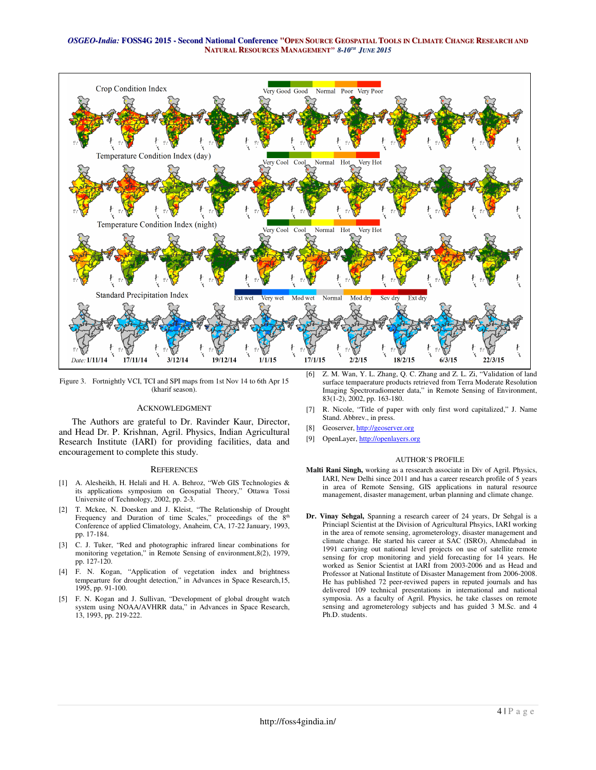Crop Condition Index

Very Good Good Normal Poor Very Poor

Temperature Condition Index (day)

Very Cool Cool Normal Hot Very Hot

Temperature Condition Index (night)

Very Cool Cool Normal Hot Very Hot

Standard Precipitation Index

Ext wet Very wet Mod wet Normal Mod dry Sev dry Ext dry

Date: 1/11/14 17/11/14 3/12/14 19/12/14 1/1/15 17/1/15 2/2/15 18/2/15 6/3/15 22/3/15

Figure 3. Fortnightly VCI, TCI and SPI maps from 1st Nov 14 to 6th Apr 15 (kharif season).

## ACKNOWLEDGMENT

The Authors are grateful to Dr. Ravinder Kaur, Director, and Head Dr. P. Krishnan, Agril. Physics, Indian Agricultural Research Institute (IARI) for providing facilities, data and encouragement to complete this study.

## REFERENCES

[1] A. Alesheikh, H. Helali and H. A. Behroz, "Web GIS Technologies & its applications symposium on Geospatial Theory," Ottawa Tossi Universite of Technology, 2002, pp. 2-3.

[2] T. Mckee, N. Doesken and J. Kleist, "The Relationship of Drought Frequency and Duration of time Scales," proceedings of the 8th Conference of applied Climatology, Anaheim, CA, 17-22 January, 1993, pp. 17-184.

[3] C. J. Tuker, "Red and photographic infrared linear combinations for monitoring vegetation," in Remote Sensing of environment,8(2), 1979, pp. 127-120.

[4] F. N. Kogan, "Application of vegetation index and brightness tempearture for drought detection," in Advances in Space Research,15, 1995, pp. 91-100.

[5] F. N. Kogan and J. Sullivan, "Development of global drought watch system using NOAA/AVHRR data," in Advances in Space Research, 13, 1993, pp. 219-222.

[6] Z. M. Wan, Y. L. Zhang, Q. C. Zhang and Z. L. Zi, "Validation of land surface tempaerature products retrieved from Terra Moderate Resolution Imaging Spectroradiometer data," in Remote Sensing of Environment, 83(1-2), 2002, pp. 163-180.

[7] R. Nicole, "Title of paper with only first word capitalized," J. Name Stand. Abbrev., in press.

[8] Geoserver, http://geoserver.org

[9] OpenLayer, http://openlayers.org

## AUTHOR'S PROFILE

**Malti Rani Singh,** working as a research associate in Div of Agril. Physics, IARI, New Delhi since 2011 and has a career research profile of 5 years in area of Remote Sensing, GIS applications in natural resource management, disaster management, urban planning and climate change.

**Dr. Vinay Sehgal,** Spanning a research career of 24 years, Dr Sehgal is a Princiapl Scientist at the Division of Agricultural Phsyics, IARI working in the area of remote sensing, agrometerology, disaster management and climate change. He started his career at SAC (ISRO), Ahmedabad in 1991 carriying out national level projects on use of satellite remote sensing for crop monitoring and yield forecasting for 14 years. He worked as Senior Scientist at IARI from 2003-2006 and as Head and Professor at National Institute of Disaster Management from 2006-2008. He has published 72 peer-revived papers in reputed journals and has delivered 109 technical presentations in international and national symposia. As a faculty of Agril. Physics, he take classes on remote sensing and agrometerology subjects and has guided 3 M.Sc. and 4 Ph.D. students.